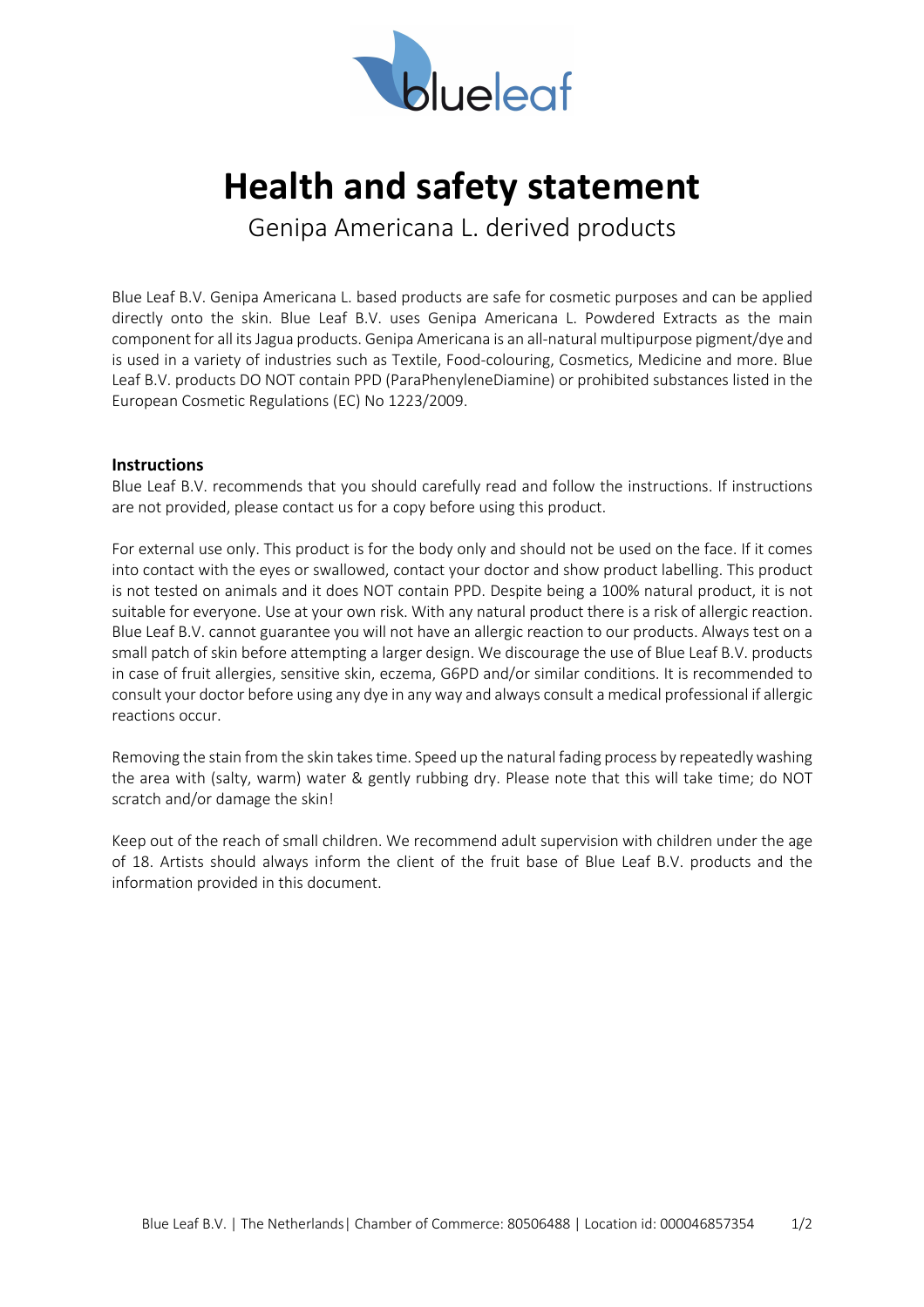# Health and safety statement

Genipa Americana L. derived products

Blue Leaf B.V. Genipa Americana L. based products are safe for cosmetic purposes and can be applied directly onto the skin. Blue Leaf B.V. uses Genipa Americana L. Powdered Extracts as the main component for all its Jagua products. Genipa Americana is an all-natural multipurpose pigment/dye and is used in a variety of industries such as Textile, Food-colouring, Cosmetics, Medicine and more. Blue Leaf B.V. products DO NOT contain PPD (ParaPhenyleneDiamine) or prohibited substances listed in the European Cosmetic Regulations (EC) No 1223/2009.

**Instructions**

Blue Leaf B.V. recommends that you should carefully read and follow the instructions. If instructions are not provided, please contact us for a copy before using this product.

For external use only. This product is for the body only and should not be used on the face. If it comes into contact with the eyes or swallowed, contact your doctor and show product labelling. This product is not tested on animals and it does NOT contain PPD. Despite being a 100% natural product, it is not suitable for everyone. Use at your own risk. With any natural product there is a risk of allergic reaction. Blue Leaf B.V. cannot guarantee you will not have an allergic reaction to our products. Always test on a small patch of skin before attempting a larger design. We discourage the use of Blue Leaf B.V. products in case of fruit allergies, sensitive skin, eczema, G6PD and/or similar conditions. It is recommended to consult your doctor before using any dye in any way and always consult a medical professional if allergic reactions occur.

Removing the stain from the skin takes time. Speed up the natural fading process by repeatedly washing the area with (salty, warm) water & gently rubbing dry. Please note that this will take time; do NOT scratch and/or damage the skin!

Keep out of the reach of small children. We recommend adult supervision with children under the age of 18. Artists should always inform the client of the fruit base of Blue Leaf B.V. products and the information provided in this document.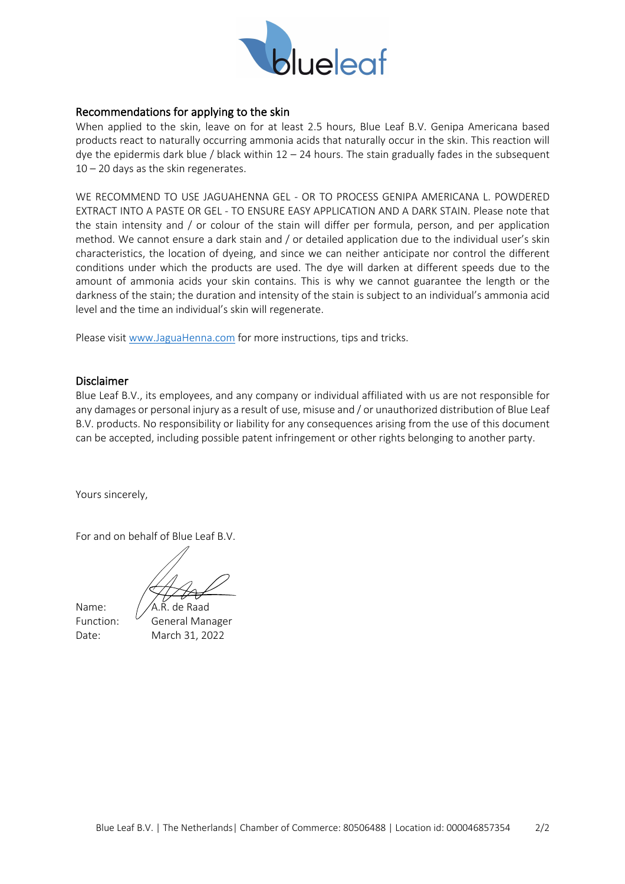## Recommendations for applying to the skin

When applied to the skin, leave on for at least 2.5 hours, Blue Leaf B.V. Genipa Americana based products react to naturally occurring ammonia acids that naturally occur in the skin. This reaction will dye the epidermis dark blue / black within 12 – 24 hours. The stain gradually fades in the subsequent 10 – 20 days as the skin regenerates.

WE RECOMMEND TO USE JAGUAHENNA GEL - OR TO PROCESS GENIPA AMERICANA L. POWDERED EXTRACT INTO A PASTE OR GEL - TO ENSURE EASY APPLICATION AND A DARK STAIN. Please note that the stain intensity and / or colour of the stain will differ per formula, person, and per application method. We cannot ensure a dark stain and / or detailed application due to the individual user's skin characteristics, the location of dyeing, and since we can neither anticipate nor control the different conditions under which the products are used. The dye will darken at different speeds due to the amount of ammonia acids your skin contains. This is why we cannot guarantee the length or the darkness of the stain; the duration and intensity of the stain is subject to an individual's ammonia acid level and the time an individual's skin will regenerate.

Please visit [www.JaguaHenna.com](http://www.JaguaHenna.com) for more instructions, tips and tricks.

## Disclaimer

Blue Leaf B.V., its employees, and any company or individual affiliated with us are not responsible for any damages or personal injury as a result of use, misuse and / or unauthorized distribution of Blue Leaf B.V. products. No responsibility or liability for any consequences arising from the use of this document can be accepted, including possible patent infringement or other rights belonging to another party.

Yours sincerely,

For and on behalf of Blue Leaf B.V.

Name: A.R. de Raad
Function: General Manager
Date: March 31, 2022

Blue Leaf B.V. | The Netherlands| Chamber of Commerce: 80506488 | Location id: 000046857354